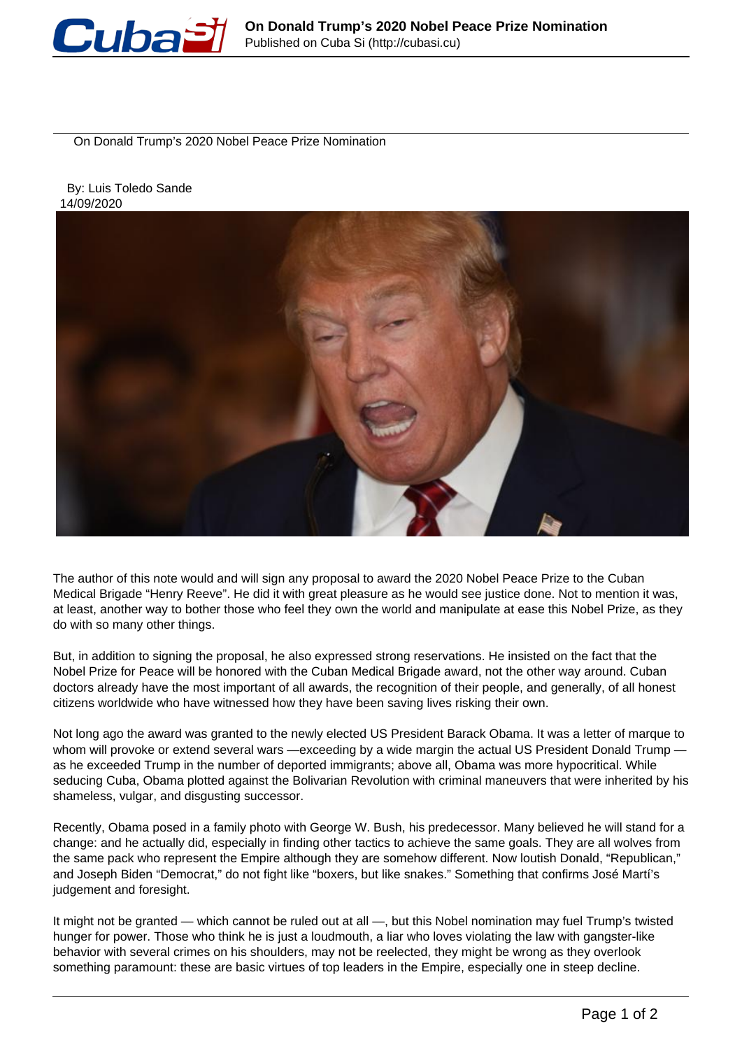# On Donald Trump's 2020 Nobel Peace Prize Nomination

By: Luis Toledo Sande
14/09/2020

The author of this note would and will sign any proposal to award the 2020 Nobel Peace Prize to the Cuban Medical Brigade "Henry Reeve". He did it with great pleasure as he would see justice done. Not to mention it was, at least, another way to bother those who feel they own the world and manipulate at ease this Nobel Prize, as they do with so many other things.

But, in addition to signing the proposal, he also expressed strong reservations. He insisted on the fact that the Nobel Prize for Peace will be honored with the Cuban Medical Brigade award, not the other way around. Cuban doctors already have the most important of all awards, the recognition of their people, and generally, of all honest citizens worldwide who have witnessed how they have been saving lives risking their own.

Not long ago the award was granted to the newly elected US President Barack Obama. It was a letter of marque to whom will provoke or extend several wars —exceeding by a wide margin the actual US President Donald Trump — as he exceeded Trump in the number of deported immigrants; above all, Obama was more hypocritical. While seducing Cuba, Obama plotted against the Bolivarian Revolution with criminal maneuvers that were inherited by his shameless, vulgar, and disgusting successor.

Recently, Obama posed in a family photo with George W. Bush, his predecessor. Many believed he will stand for a change: and he actually did, especially in finding other tactics to achieve the same goals. They are all wolves from the same pack who represent the Empire although they are somehow different. Now loutish Donald, "Republican," and Joseph Biden "Democrat," do not fight like "boxers, but like snakes." Something that confirms José Martí's judgement and foresight.

It might not be granted — which cannot be ruled out at all —, but this Nobel nomination may fuel Trump's twisted hunger for power. Those who think he is just a loudmouth, a liar who loves violating the law with gangster-like behavior with several crimes on his shoulders, may not be reelected, they might be wrong as they overlook something paramount: these are basic virtues of top leaders in the Empire, especially one in steep decline.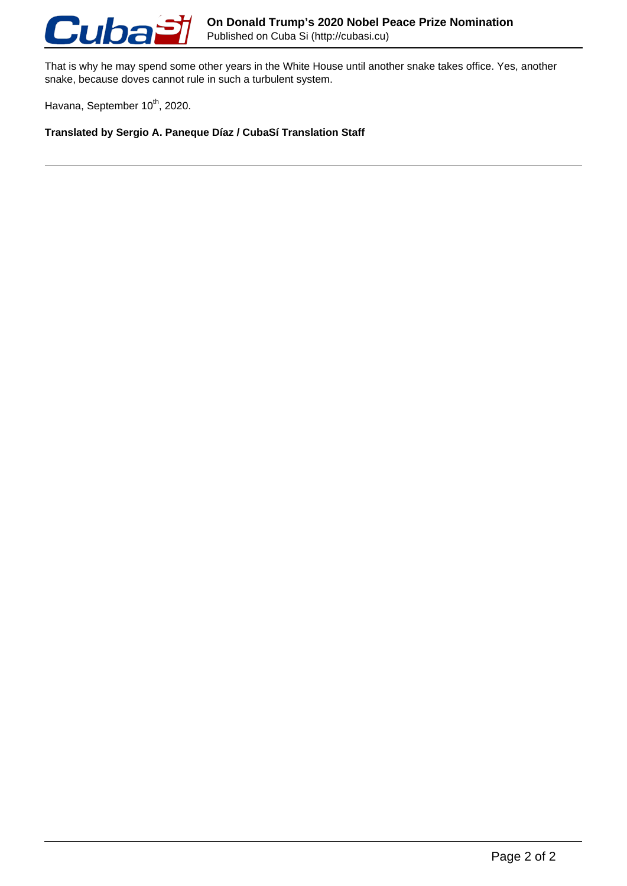That is why he may spend some other years in the White House until another snake takes office. Yes, another snake, because doves cannot rule in such a turbulent system.

Havana, September 10th, 2020.

**Translated by Sergio A. Paneque Díaz / CubaSí Translation Staff**